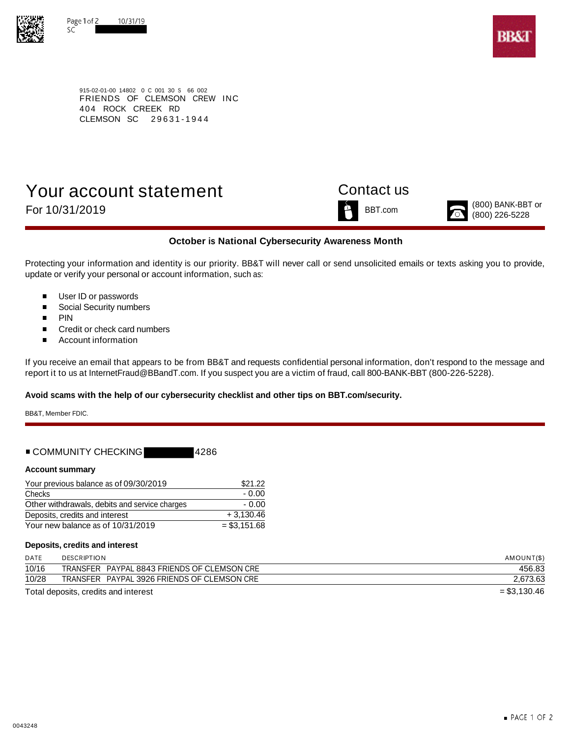10/31/19
SC

BB&T

915-02-01-00 14802 0 C 001 30 S 66 002
FRIENDS OF CLEMSON CREW INC
404 ROCK CREEK RD
CLEMSON SC 29631-1944

# Your account statement

For 10/31/2019

## Contact us

BBT.com

(800) BANK-BBT or
(800) 226-5228

**October is National Cybersecurity Awareness Month**

Protecting your information and identity is our priority. BB&T will never call or send unsolicited emails or texts asking you to provide, update or verify your personal or account information, such as:

- User ID or passwords
- Social Security numbers
- PIN
- Credit or check card numbers
- Account information

If you receive an email that appears to be from BB&T and requests confidential personal information, don't respond to the message and report it to us at InternetFraud@BBandT.com. If you suspect you are a victim of fraud, call 800-BANK-BBT (800-226-5228).

**Avoid scams with the help of our cybersecurity checklist and other tips on BBT.com/security.**

BB&T, Member FDIC.

## COMMUNITY CHECKING 4286

**Account summary**

| | |
|---|---|
| Your previous balance as of 09/30/2019 | $21.22 |
| Checks | - 0.00 |
| Other withdrawals, debits and service charges | - 0.00 |
| Deposits, credits and interest | + 3,130.46 |
| Your new balance as of 10/31/2019 | = $3,151.68 |

**Deposits, credits and interest**

| DATE | DESCRIPTION | AMOUNT($) |
|---|---|---|
| 10/16 | TRANSFER PAYPAL 8843 FRIENDS OF CLEMSON CRE | 456.83 |
| 10/28 | TRANSFER PAYPAL 3926 FRIENDS OF CLEMSON CRE | 2,673.63 |
| Total deposits, credits and interest | | = $3,130.46 |

0043248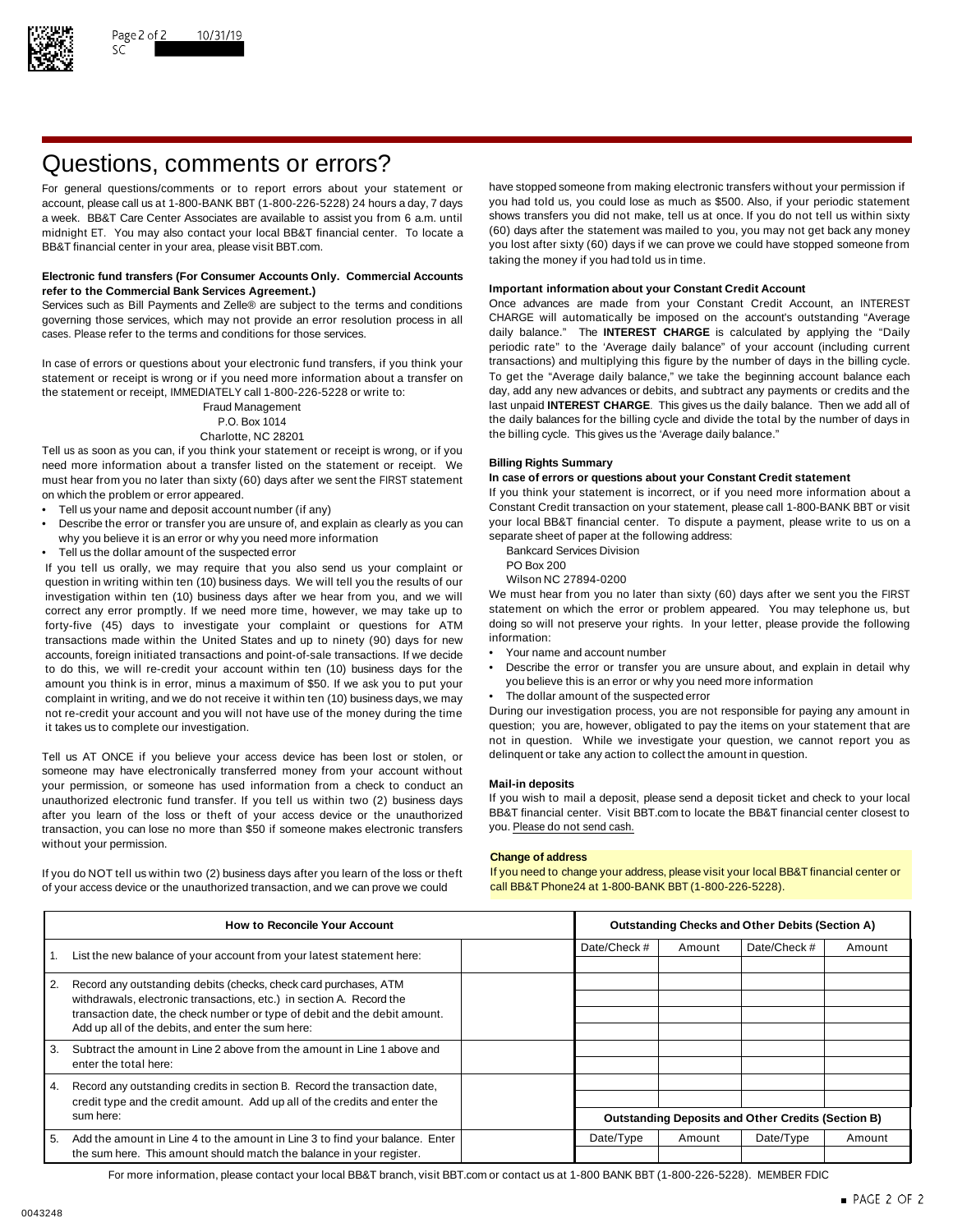# Questions, comments or errors?

For general questions/comments or to report errors about your statement or account, please call us at 1-800-BANK BBT (1-800-226-5228) 24 hours a day, 7 days a week. BB&T Care Center Associates are available to assist you from 6 a.m. until midnight ET. You may also contact your local BB&T financial center. To locate a BB&T financial center in your area, please visit BBT.com.

**Electronic fund transfers (For Consumer Accounts Only. Commercial Accounts refer to the Commercial Bank Services Agreement.)**

Services such as Bill Payments and Zelle® are subject to the terms and conditions governing those services, which may not provide an error resolution process in all cases. Please refer to the terms and conditions for those services.

In case of errors or questions about your electronic fund transfers, if you think your statement or receipt is wrong or if you need more information about a transfer on the statement or receipt, IMMEDIATELY call 1-800-226-5228 or write to:

Fraud Management
P.O. Box 1014
Charlotte, NC 28201

Tell us as soon as you can, if you think your statement or receipt is wrong, or if you need more information about a transfer listed on the statement or receipt. We must hear from you no later than sixty (60) days after we sent the FIRST statement on which the problem or error appeared.

- Tell us your name and deposit account number (if any)
- Describe the error or transfer you are unsure of, and explain as clearly as you can why you believe it is an error or why you need more information
- Tell us the dollar amount of the suspected error

If you tell us orally, we may require that you also send us your complaint or question in writing within ten (10) business days. We will tell you the results of our investigation within ten (10) business days after we hear from you, and we will correct any error promptly. If we need more time, however, we may take up to forty-five (45) days to investigate your complaint or questions for ATM transactions made within the United States and up to ninety (90) days for new accounts, foreign initiated transactions and point-of-sale transactions. If we decide to do this, we will re-credit your account within ten (10) business days for the amount you think is in error, minus a maximum of $50. If we ask you to put your complaint in writing, and we do not receive it within ten (10) business days, we may not re-credit your account and you will not have use of the money during the time it takes us to complete our investigation.

Tell us AT ONCE if you believe your access device has been lost or stolen, or someone may have electronically transferred money from your account without your permission, or someone has used information from a check to conduct an unauthorized electronic fund transfer. If you tell us within two (2) business days after you learn of the loss or theft of your access device or the unauthorized transaction, you can lose no more than $50 if someone makes electronic transfers without your permission.

If you do NOT tell us within two (2) business days after you learn of the loss or theft of your access device or the unauthorized transaction, and we can prove we could have stopped someone from making electronic transfers without your permission if you had told us, you could lose as much as $500. Also, if your periodic statement shows transfers you did not make, tell us at once. If you do not tell us within sixty (60) days after the statement was mailed to you, you may not get back any money you lost after sixty (60) days if we can prove we could have stopped someone from taking the money if you had told us in time.

**Important information about your Constant Credit Account**

Once advances are made from your Constant Credit Account, an INTEREST CHARGE will automatically be imposed on the account's outstanding "Average daily balance." The **INTEREST CHARGE** is calculated by applying the "Daily periodic rate" to the 'Average daily balance" of your account (including current transactions) and multiplying this figure by the number of days in the billing cycle. To get the "Average daily balance," we take the beginning account balance each day, add any new advances or debits, and subtract any payments or credits and the last unpaid **INTEREST CHARGE**. This gives us the daily balance. Then we add all of the daily balances for the billing cycle and divide the total by the number of days in the billing cycle. This gives us the 'Average daily balance."

**Billing Rights Summary**

**In case of errors or questions about your Constant Credit statement**

If you think your statement is incorrect, or if you need more information about a Constant Credit transaction on your statement, please call 1-800-BANK BBT or visit your local BB&T financial center. To dispute a payment, please write to us on a separate sheet of paper at the following address:

Bankcard Services Division
PO Box 200
Wilson NC 27894-0200

We must hear from you no later than sixty (60) days after we sent you the FIRST statement on which the error or problem appeared. You may telephone us, but doing so will not preserve your rights. In your letter, please provide the following information:

- Your name and account number
- Describe the error or transfer you are unsure about, and explain in detail why you believe this is an error or why you need more information
- The dollar amount of the suspected error

During our investigation process, you are not responsible for paying any amount in question; you are, however, obligated to pay the items on your statement that are not in question. While we investigate your question, we cannot report you as delinquent or take any action to collect the amount in question.

**Mail-in deposits**

If you wish to mail a deposit, please send a deposit ticket and check to your local BB&T financial center. Visit BBT.com to locate the BB&T financial center closest to you. Please do not send cash.

**Change of address**

If you need to change your address, please visit your local BB&T financial center or call BB&T Phone24 at 1-800-BANK BBT (1-800-226-5228).

| How to Reconcile Your Account | | |
|---|---|---|
| 1. | List the new balance of your account from your latest statement here: | |
| 2. | Record any outstanding debits (checks, check card purchases, ATM withdrawals, electronic transactions, etc.) in section A. Record the transaction date, the check number or type of debit and the debit amount. Add up all of the debits, and enter the sum here: | |
| 3. | Subtract the amount in Line 2 above from the amount in Line 1 above and enter the total here: | |
| 4. | Record any outstanding credits in section B. Record the transaction date, credit type and the credit amount. Add up all of the credits and enter the sum here: | |
| 5. | Add the amount in Line 4 to the amount in Line 3 to find your balance. Enter the sum here. This amount should match the balance in your register. | |

| Outstanding Checks and Other Debits (Section A) | | | |
|---|---|---|---|
| Date/Check # | Amount | Date/Check # | Amount |
| | | | |
| | | | |
| | | | |
| | | | |
| | | | |
| | | | |
| | | | |
| | | | |

| Outstanding Deposits and Other Credits (Section B) | | | |
|---|---|---|---|
| Date/Type | Amount | Date/Type | Amount |
| | | | |

For more information, please contact your local BB&T branch, visit BBT.com or contact us at 1-800 BANK BBT (1-800-226-5228). MEMBER FDIC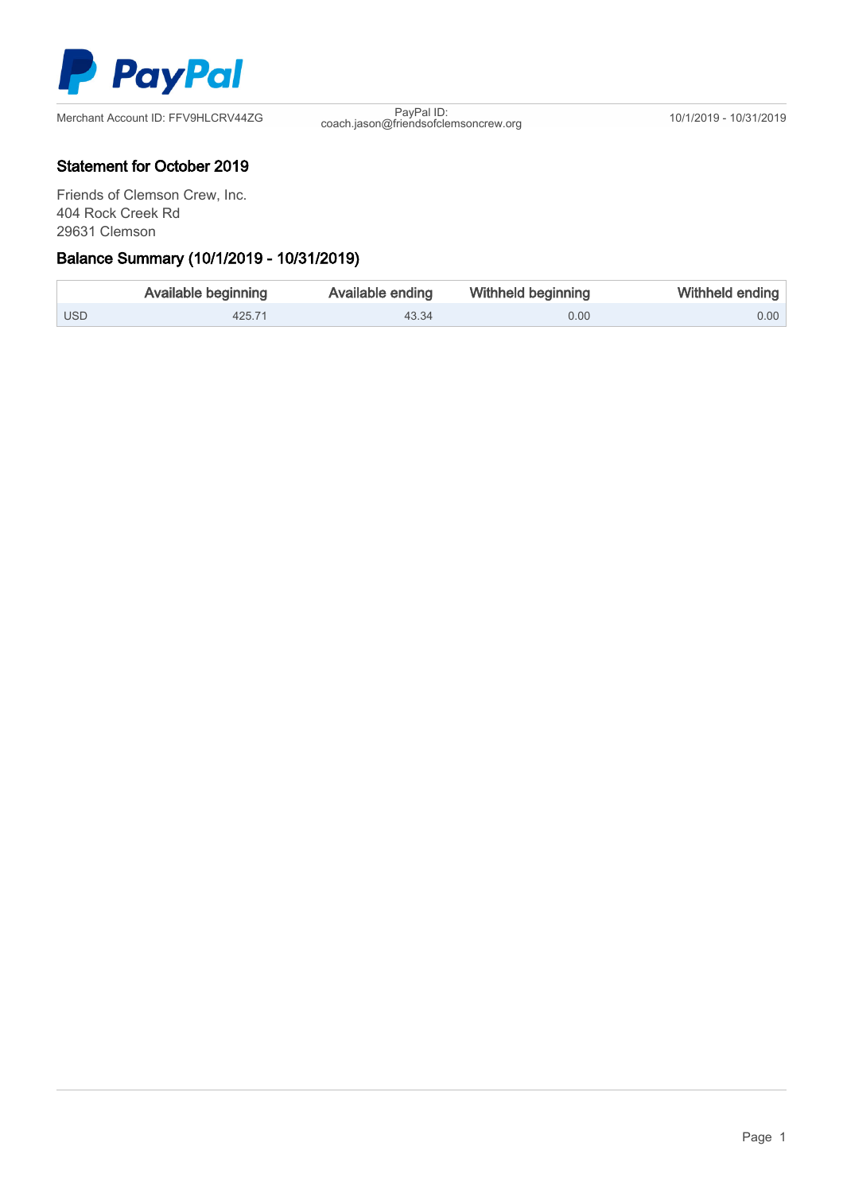PayPal

Merchant Account ID: FFV9HLCRV44ZG

PayPal ID:
coach.jason@friendsofclemsoncrew.org

10/1/2019 - 10/31/2019

## Statement for October 2019

Friends of Clemson Crew, Inc.
404 Rock Creek Rd
29631 Clemson

## Balance Summary (10/1/2019 - 10/31/2019)

| | Available beginning | Available ending | Withheld beginning | Withheld ending |
|---|---|---|---|---|
| USD | 425.71 | 43.34 | 0.00 | 0.00 |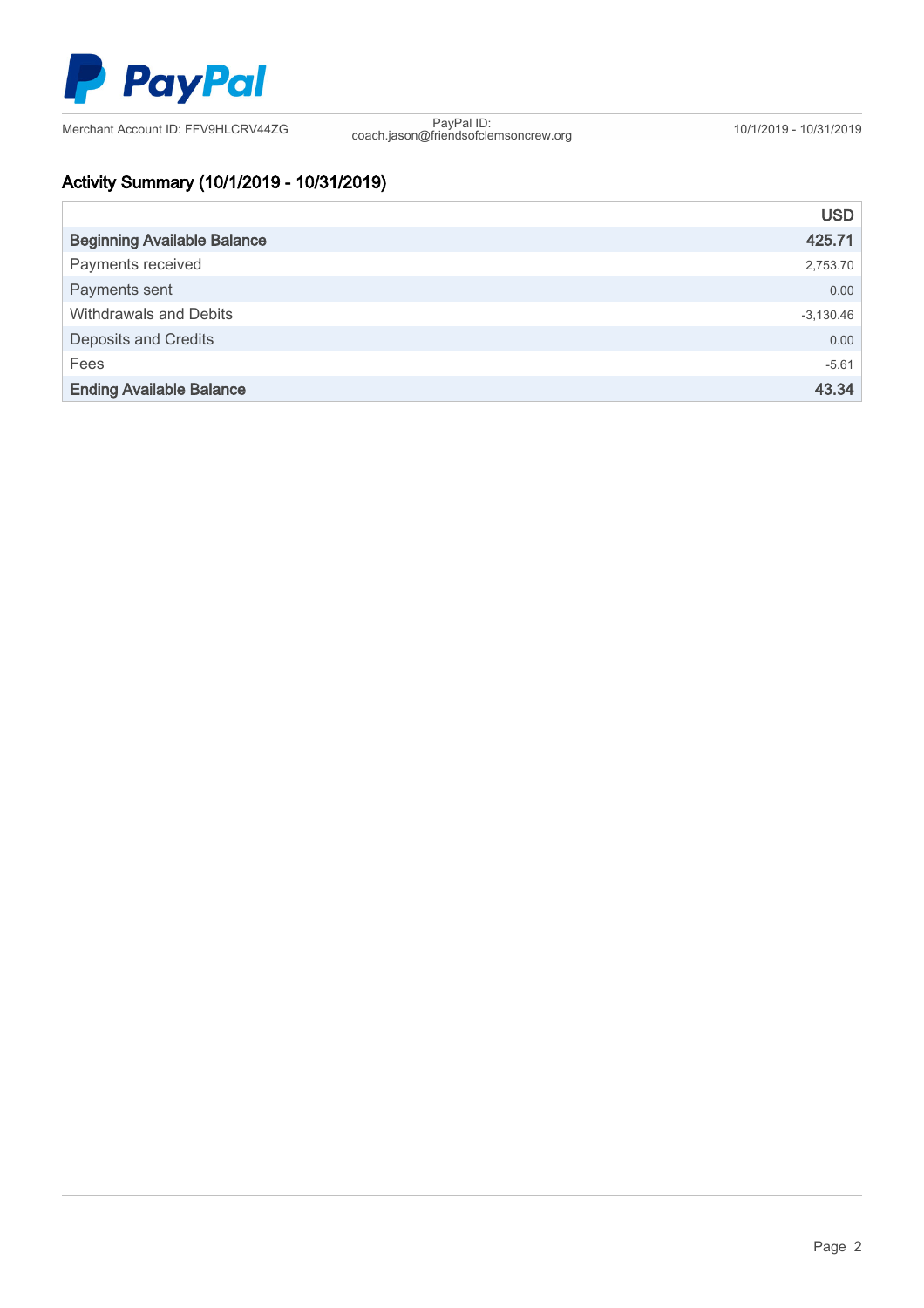PayPal

Merchant Account ID: FFV9HLCRV44ZG

PayPal ID: coach.jason@friendsofclemsoncrew.org

10/1/2019 - 10/31/2019

## Activity Summary (10/1/2019 - 10/31/2019)

| | USD |
|---|---|
| **Beginning Available Balance** | **425.71** |
| Payments received | 2,753.70 |
| Payments sent | 0.00 |
| Withdrawals and Debits | -3,130.46 |
| Deposits and Credits | 0.00 |
| Fees | -5.61 |
| **Ending Available Balance** | **43.34** |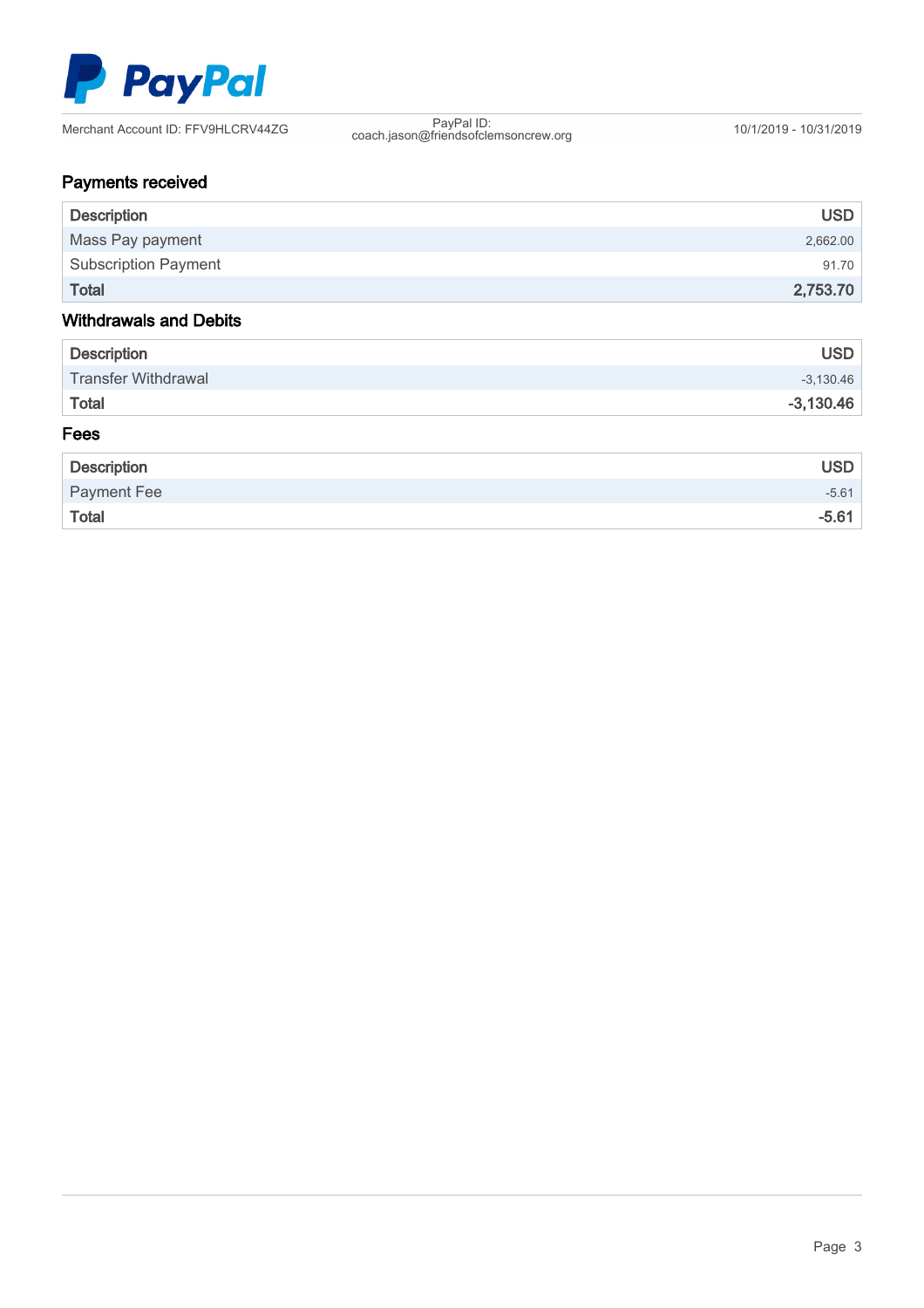PayPal

Merchant Account ID: FFV9HLCRV44ZG

PayPal ID: coach.jason@friendsofclemsoncrew.org

10/1/2019 - 10/31/2019

## Payments received

| Description | USD |
|---|---|
| Mass Pay payment | 2,662.00 |
| Subscription Payment | 91.70 |
| **Total** | **2,753.70** |

## Withdrawals and Debits

| Description | USD |
|---|---|
| Transfer Withdrawal | -3,130.46 |
| **Total** | **-3,130.46** |

## Fees

| Description | USD |
|---|---|
| Payment Fee | -5.61 |
| **Total** | **-5.61** |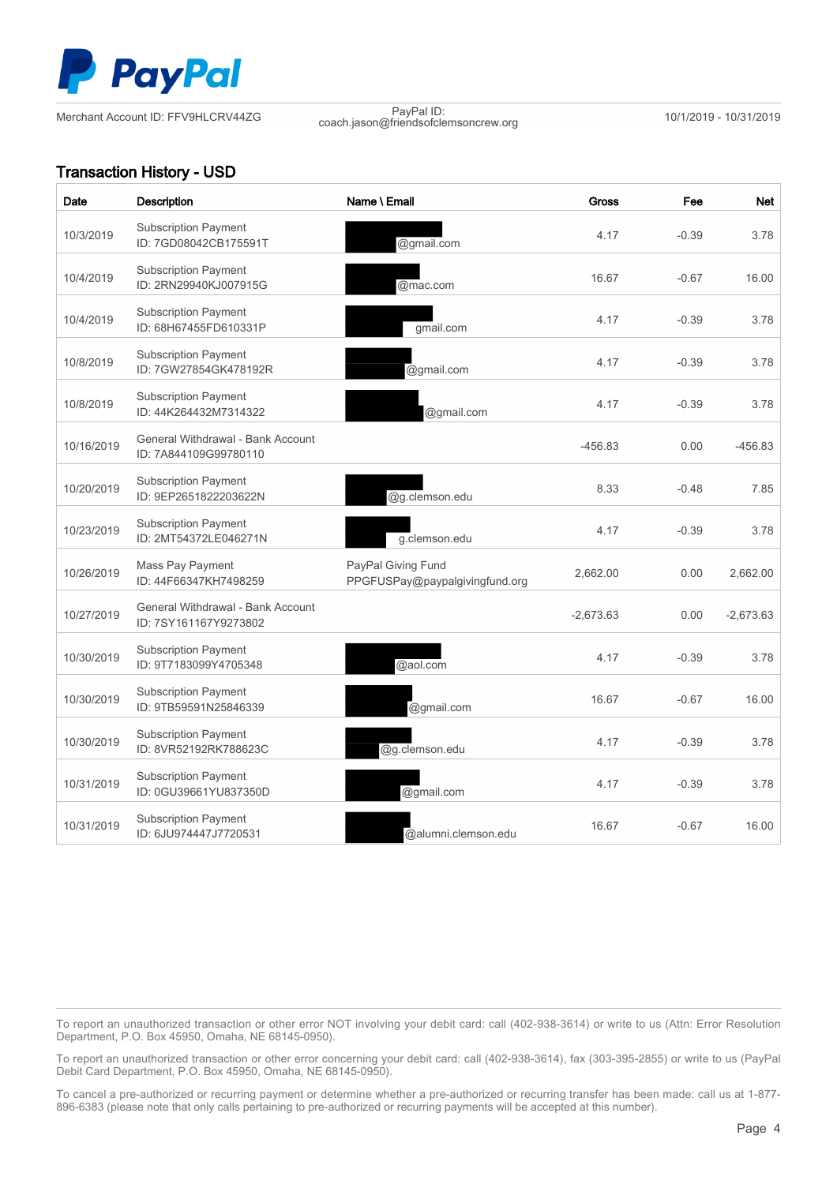PayPal

Merchant Account ID: FFV9HLCRV44ZG

PayPal ID: coach.jason@friendsofclemsoncrew.org

10/1/2019 - 10/31/2019

## Transaction History - USD

| Date | Description | Name \ Email | Gross | Fee | Net |
| --- | --- | --- | --- | --- | --- |
| 10/3/2019 | Subscription Payment ID: 7GD08042CB175591T | @gmail.com | 4.17 | -0.39 | 3.78 |
| 10/4/2019 | Subscription Payment ID: 2RN29940KJ007915G | @mac.com | 16.67 | -0.67 | 16.00 |
| 10/4/2019 | Subscription Payment ID: 68H67455FD610331P | gmail.com | 4.17 | -0.39 | 3.78 |
| 10/8/2019 | Subscription Payment ID: 7GW27854GK478192R | @gmail.com | 4.17 | -0.39 | 3.78 |
| 10/8/2019 | Subscription Payment ID: 44K264432M7314322 | @gmail.com | 4.17 | -0.39 | 3.78 |
| 10/16/2019 | General Withdrawal - Bank Account ID: 7A844109G99780110 | | -456.83 | 0.00 | -456.83 |
| 10/20/2019 | Subscription Payment ID: 9EP2651822203622N | @g.clemson.edu | 8.33 | -0.48 | 7.85 |
| 10/23/2019 | Subscription Payment ID: 2MT54372LE046271N | g.clemson.edu | 4.17 | -0.39 | 3.78 |
| 10/26/2019 | Mass Pay Payment ID: 44F66347KH7498259 | PayPal Giving Fund PPGFUSPay@paypalgivingfund.org | 2,662.00 | 0.00 | 2,662.00 |
| 10/27/2019 | General Withdrawal - Bank Account ID: 7SY161167Y9273802 | | -2,673.63 | 0.00 | -2,673.63 |
| 10/30/2019 | Subscription Payment ID: 9T7183099Y4705348 | @aol.com | 4.17 | -0.39 | 3.78 |
| 10/30/2019 | Subscription Payment ID: 9TB59591N25846339 | @gmail.com | 16.67 | -0.67 | 16.00 |
| 10/30/2019 | Subscription Payment ID: 8VR52192RK788623C | @g.clemson.edu | 4.17 | -0.39 | 3.78 |
| 10/31/2019 | Subscription Payment ID: 0GU39661YU837350D | @gmail.com | 4.17 | -0.39 | 3.78 |
| 10/31/2019 | Subscription Payment ID: 6JU974447J7720531 | @alumni.clemson.edu | 16.67 | -0.67 | 16.00 |

To report an unauthorized transaction or other error NOT involving your debit card: call (402-938-3614) or write to us (Attn: Error Resolution Department, P.O. Box 45950, Omaha, NE 68145-0950).

To report an unauthorized transaction or other error concerning your debit card: call (402-938-3614), fax (303-395-2855) or write to us (PayPal Debit Card Department, P.O. Box 45950, Omaha, NE 68145-0950).

To cancel a pre-authorized or recurring payment or determine whether a pre-authorized or recurring transfer has been made: call us at 1-877-896-6383 (please note that only calls pertaining to pre-authorized or recurring payments will be accepted at this number).